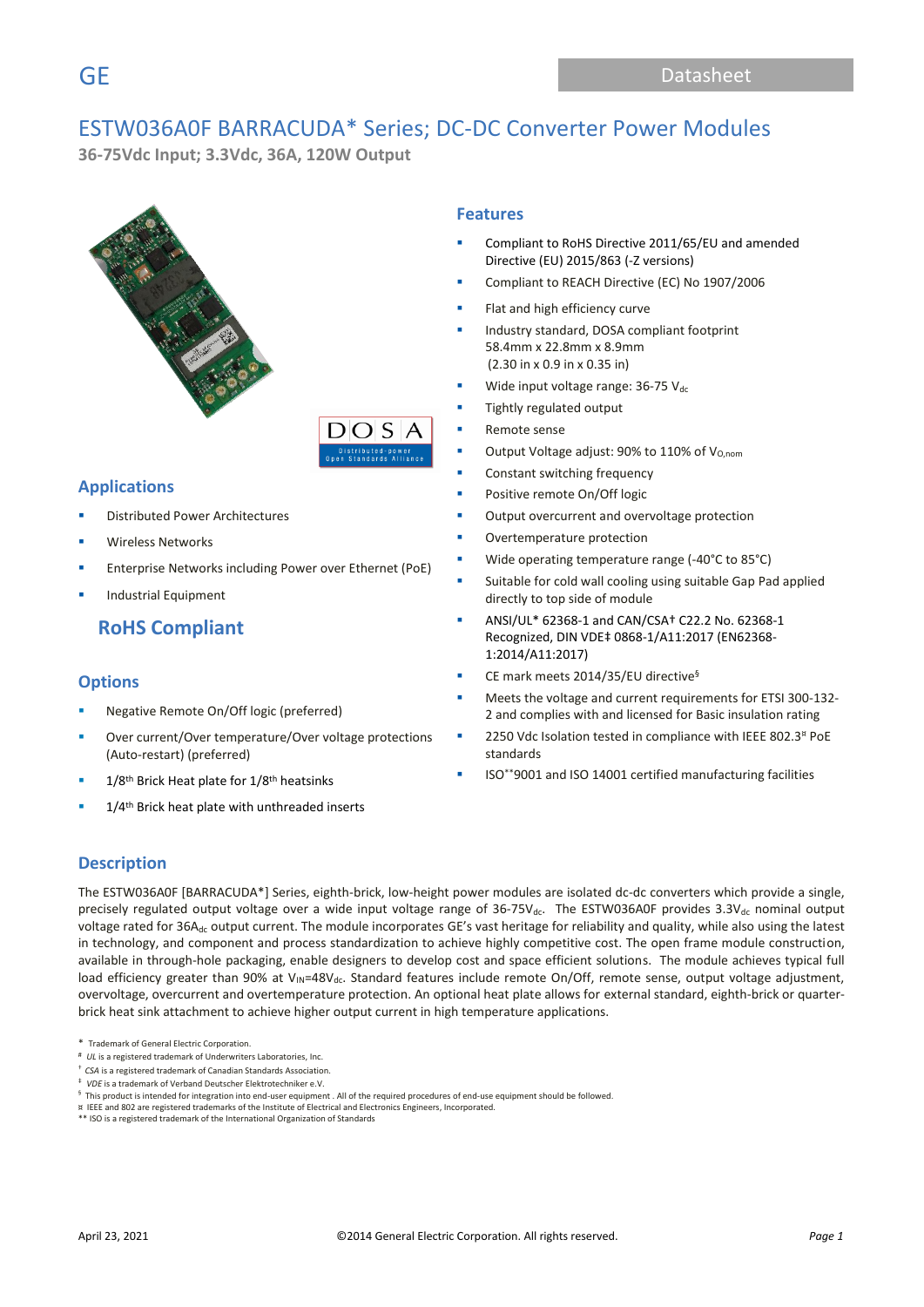GE

Datasheet

# ESTW036A0F BARRACUDA* Series; DC-DC Converter Power Modules

**36-75Vdc Input; 3.3Vdc, 36A, 120W Output**

## Applications

- Distributed Power Architectures
- Wireless Networks
- Enterprise Networks including Power over Ethernet (PoE)
- Industrial Equipment

## RoHS Compliant

## Options

- Negative Remote On/Off logic (preferred)
- Over current/Over temperature/Over voltage protections (Auto-restart) (preferred)
- 1/8th Brick Heat plate for 1/8th heatsinks
- 1/4th Brick heat plate with unthreaded inserts

## Features

- Compliant to RoHS Directive 2011/65/EU and amended Directive (EU) 2015/863 (-Z versions)
- Compliant to REACH Directive (EC) No 1907/2006
- Flat and high efficiency curve
- Industry standard, DOSA compliant footprint 58.4mm x 22.8mm x 8.9mm (2.30 in x 0.9 in x 0.35 in)
- Wide input voltage range: 36-75 $V_{dc}$
- Tightly regulated output
- Remote sense
- Output Voltage adjust: 90% to 110% of $V_{O,nom}$
- Constant switching frequency
- Positive remote On/Off logic
- Output overcurrent and overvoltage protection
- Overtemperature protection
- Wide operating temperature range (-40°C to 85°C)
- Suitable for cold wall cooling using suitable Gap Pad applied directly to top side of module
- ANSI/UL* 62368-1 and CAN/CSA† C22.2 No. 62368-1 Recognized, DIN VDE‡ 0868-1/A11:2017 (EN62368-1:2014/A11:2017)
- CE mark meets 2014/35/EU directive§
- Meets the voltage and current requirements for ETSI 300-132-2 and complies with and licensed for Basic insulation rating
- 2250 Vdc Isolation tested in compliance with IEEE 802.3¤ PoE standards
- ISO**9001 and ISO 14001 certified manufacturing facilities

## Description

The ESTW036A0F [BARRACUDA*] Series, eighth-brick, low-height power modules are isolated dc-dc converters which provide a single, precisely regulated output voltage over a wide input voltage range of 36-75$V_{dc}$. The ESTW036A0F provides 3.3$V_{dc}$ nominal output voltage rated for 36$A_{dc}$ output current. The module incorporates GE's vast heritage for reliability and quality, while also using the latest in technology, and component and process standardization to achieve highly competitive cost. The open frame module construction, available in through-hole packaging, enable designers to develop cost and space efficient solutions. The module achieves typical full load efficiency greater than 90% at $V_{IN}$=48$V_{dc}$. Standard features include remote On/Off, remote sense, output voltage adjustment, overvoltage, overcurrent and overtemperature protection. An optional heat plate allows for external standard, eighth-brick or quarter-brick heat sink attachment to achieve higher output current in high temperature applications.

\* Trademark of General Electric Corporation.
\# *UL* is a registered trademark of Underwriters Laboratories, Inc.
† *CSA* is a registered trademark of Canadian Standards Association.
‡ *VDE* is a trademark of Verband Deutscher Elektrotechniker e.V.
§ This product is intended for integration into end-user equipment . All of the required procedures of end-use equipment should be followed.
¤ IEEE and 802 are registered trademarks of the Institute of Electrical and Electronics Engineers, Incorporated.
\*\* ISO is a registered trademark of the International Organization of Standards

April 23, 2021 ©2014 General Electric Corporation. All rights reserved.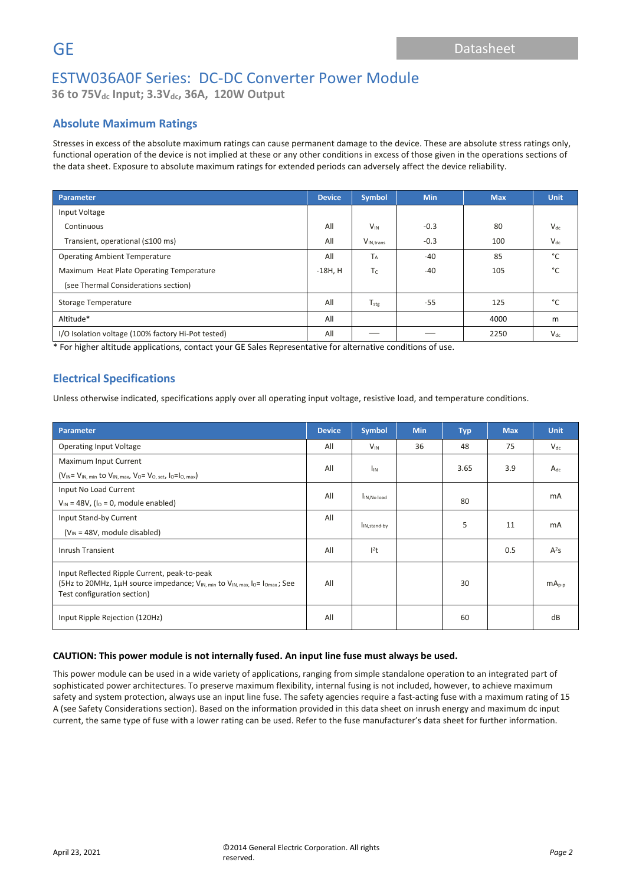# ESTW036A0F Series: DC-DC Converter Power Module

**36 to 75$V_{dc}$ Input; 3.3$V_{dc}$, 36A, 120W Output**

## Absolute Maximum Ratings

Stresses in excess of the absolute maximum ratings can cause permanent damage to the device. These are absolute stress ratings only, functional operation of the device is not implied at these or any other conditions in excess of those given in the operations sections of the data sheet. Exposure to absolute maximum ratings for extended periods can adversely affect the device reliability.

| Parameter | Device | Symbol | Min | Max | Unit |
|---|---|---|---|---|---|
| Input Voltage | | | | | |
| Continuous | All | $V_{IN}$ | -0.3 | 80 | $V_{dc}$ |
| Transient, operational (≤100 ms) | All | $V_{IN,trans}$ | -0.3 | 100 | $V_{dc}$ |
| Operating Ambient Temperature | All | $T_A$ | -40 | 85 | °C |
| Maximum Heat Plate Operating Temperature (see Thermal Considerations section) | -18H, H | $T_C$ | -40 | 105 | °C |
| Storage Temperature | All | $T_{stg}$ | -55 | 125 | °C |
| Altitude* | All | | | 4000 | m |
| I/O Isolation voltage (100% factory Hi-Pot tested) | All | — | — | 2250 | $V_{dc}$ |

* For higher altitude applications, contact your GE Sales Representative for alternative conditions of use.

## Electrical Specifications

Unless otherwise indicated, specifications apply over all operating input voltage, resistive load, and temperature conditions.

| Parameter | Device | Symbol | Min | Typ | Max | Unit |
|---|---|---|---|---|---|---|
| Operating Input Voltage | All | $V_{IN}$ | 36 | 48 | 75 | $V_{dc}$ |
| Maximum Input Current ($V_{IN}$= $V_{IN, min}$ to $V_{IN, max}$, $V_O$= $V_{O, set}$, $I_O$=$I_{O, max}$) | All | $I_{IN}$ | | 3.65 | 3.9 | $A_{dc}$ |
| Input No Load Current $V_{IN}$ = 48V, ($I_O$ = 0, module enabled) | All | $I_{IN,No\ load}$ | | 80 | | mA |
| Input Stand-by Current ($V_{IN}$ = 48V, module disabled) | All | $I_{IN,stand\text{-}by}$ | | 5 | 11 | mA |
| Inrush Transient | All | $I^2t$ | | | 0.5 | $A^2s$ |
| Input Reflected Ripple Current, peak-to-peak (5Hz to 20MHz, 1μH source impedance; $V_{IN, min}$ to $V_{IN, max}$, $I_O$= $I_{Omax}$ ; See Test configuration section) | All | | | 30 | | $mA_{p\text{-}p}$ |
| Input Ripple Rejection (120Hz) | All | | | 60 | | dB |

**CAUTION: This power module is not internally fused. An input line fuse must always be used.**

This power module can be used in a wide variety of applications, ranging from simple standalone operation to an integrated part of sophisticated power architectures. To preserve maximum flexibility, internal fusing is not included, however, to achieve maximum safety and system protection, always use an input line fuse. The safety agencies require a fast-acting fuse with a maximum rating of 15 A (see Safety Considerations section). Based on the information provided in this data sheet on inrush energy and maximum dc input current, the same type of fuse with a lower rating can be used. Refer to the fuse manufacturer's data sheet for further information.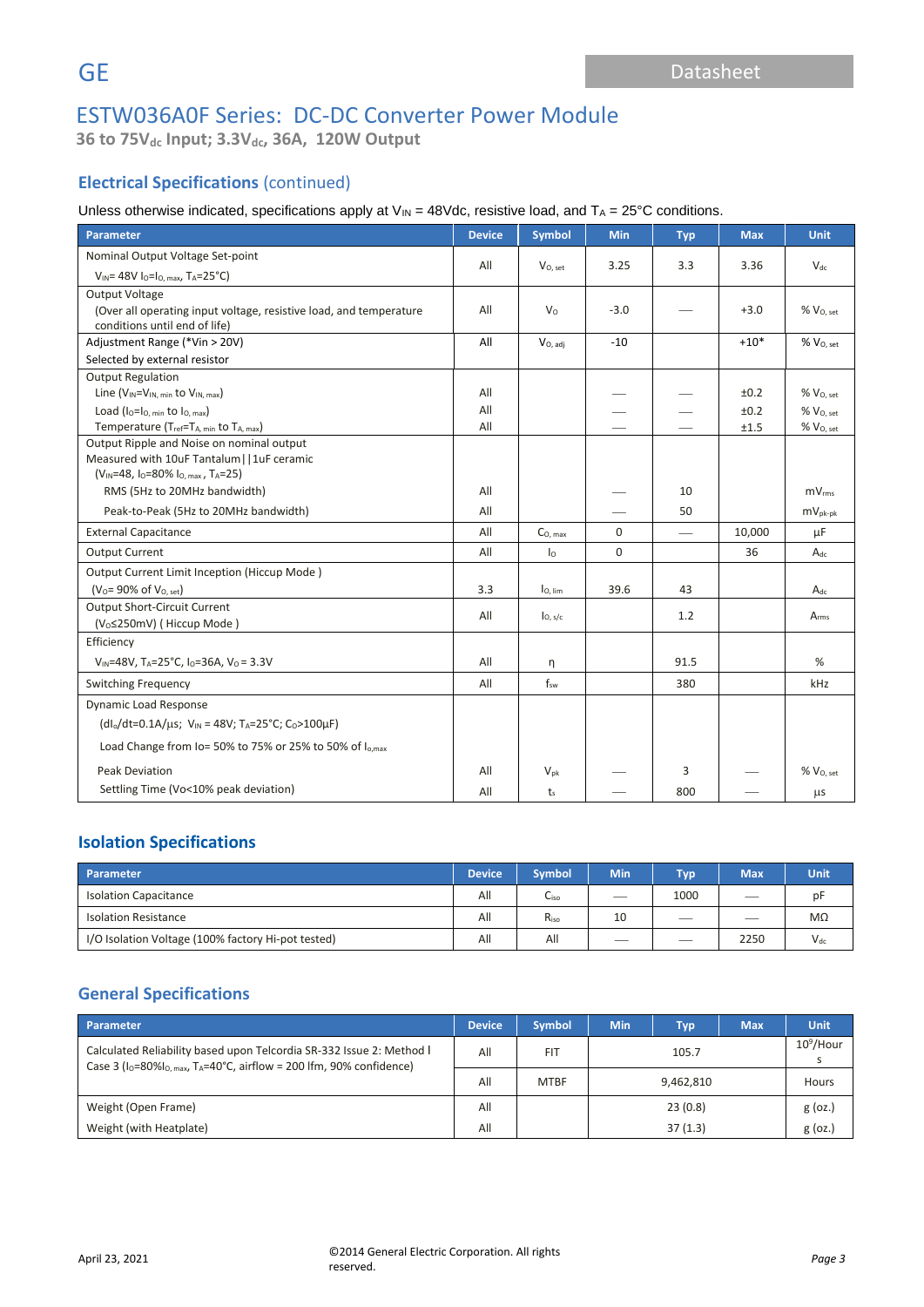# ESTW036A0F Series: DC-DC Converter Power Module

**36 to 75V$_{dc}$ Input; 3.3V$_{dc}$, 36A, 120W Output**

## Electrical Specifications (continued)

Unless otherwise indicated, specifications apply at $V_{IN}$ = 48Vdc, resistive load, and $T_A$ = 25°C conditions.

| Parameter | Device | Symbol | Min | Typ | Max | Unit |
|---|---|---|---|---|---|---|
| Nominal Output Voltage Set-point<br>$V_{IN}$= 48V $I_O$=$I_{O,\,max}$, $T_A$=25°C) | All | $V_{O,\,set}$ | 3.25 | 3.3 | 3.36 | $V_{dc}$ |
| Output Voltage<br>(Over all operating input voltage, resistive load, and temperature conditions until end of life) | All | $V_O$ | -3.0 | — | +3.0 | % $V_{O,\,set}$ |
| Adjustment Range (*Vin > 20V)<br>Selected by external resistor | All | $V_{O,\,adj}$ | -10 | | +10* | % $V_{O,\,set}$ |
| Output Regulation | | | | | | |
| Line ($V_{IN}$=$V_{IN,\,min}$ to $V_{IN,\,max}$) | All | | — | — | ±0.2 | % $V_{O,\,set}$ |
| Load ($I_O$=$I_{O,\,min}$ to $I_{O,\,max}$) | All | | — | — | ±0.2 | % $V_{O,\,set}$ |
| Temperature ($T_{ref}$=$T_{A,\,min}$ to $T_{A,\,max}$) | All | | — | — | ±1.5 | % $V_{O,\,set}$ |
| Output Ripple and Noise on nominal output<br>Measured with 10uF Tantalum\|\|1uF ceramic<br>($V_{IN}$=48, $I_O$=80% $I_{O,\,max}$ , $T_A$=25) | | | | | | |
| RMS (5Hz to 20MHz bandwidth) | All | | — | 10 | | $mV_{rms}$ |
| Peak-to-Peak (5Hz to 20MHz bandwidth) | All | | — | 50 | | $mV_{pk\text{-}pk}$ |
| External Capacitance | All | $C_{O,\,max}$ | 0 | — | 10,000 | μF |
| Output Current | All | $I_O$ | 0 | | 36 | $A_{dc}$ |
| Output Current Limit Inception (Hiccup Mode )<br>($V_O$= 90% of $V_{O,\,set}$) | 3.3 | $I_{O,\,lim}$ | 39.6 | 43 | | $A_{dc}$ |
| Output Short-Circuit Current<br>($V_O$≤250mV) ( Hiccup Mode ) | All | $I_{O,\,s/c}$ | | 1.2 | | $A_{rms}$ |
| Efficiency<br>$V_{IN}$=48V, $T_A$=25°C, $I_O$=36A, $V_O$ = 3.3V | All | η | | 91.5 | | % |
| Switching Frequency | All | $f_{sw}$ | | 380 | | kHz |
| Dynamic Load Response<br>($dI_o/dt$=0.1A/μs; $V_{IN}$ = 48V; $T_A$=25°C; $C_O$>100μF)<br>Load Change from Io= 50% to 75% or 25% to 50% of $I_{o,max}$ | | | | | | |
| Peak Deviation | All | $V_{pk}$ | — | 3 | — | % $V_{O,\,set}$ |
| Settling Time (Vo<10% peak deviation) | All | $t_s$ | — | 800 | — | μs |

## Isolation Specifications

| Parameter | Device | Symbol | Min | Typ | Max | Unit |
|---|---|---|---|---|---|---|
| Isolation Capacitance | All | $C_{iso}$ | — | 1000 | — | pF |
| Isolation Resistance | All | $R_{iso}$ | 10 | — | — | MΩ |
| I/O Isolation Voltage (100% factory Hi-pot tested) | All | All | — | — | 2250 | $V_{dc}$ |

## General Specifications

| Parameter | Device | Symbol | Min | Typ | Max | Unit |
|---|---|---|---|---|---|---|
| Calculated Reliability based upon Telcordia SR-332 Issue 2: Method I Case 3 ($I_O$=80%$I_{O,\,max}$, $T_A$=40°C, airflow = 200 lfm, 90% confidence) | All | FIT | | 105.7 | | $10^9$/Hours |
| | All | MTBF | | 9,462,810 | | Hours |
| Weight (Open Frame) | All | | | 23 (0.8) | | g (oz.) |
| Weight (with Heatplate) | All | | | 37 (1.3) | | g (oz.) |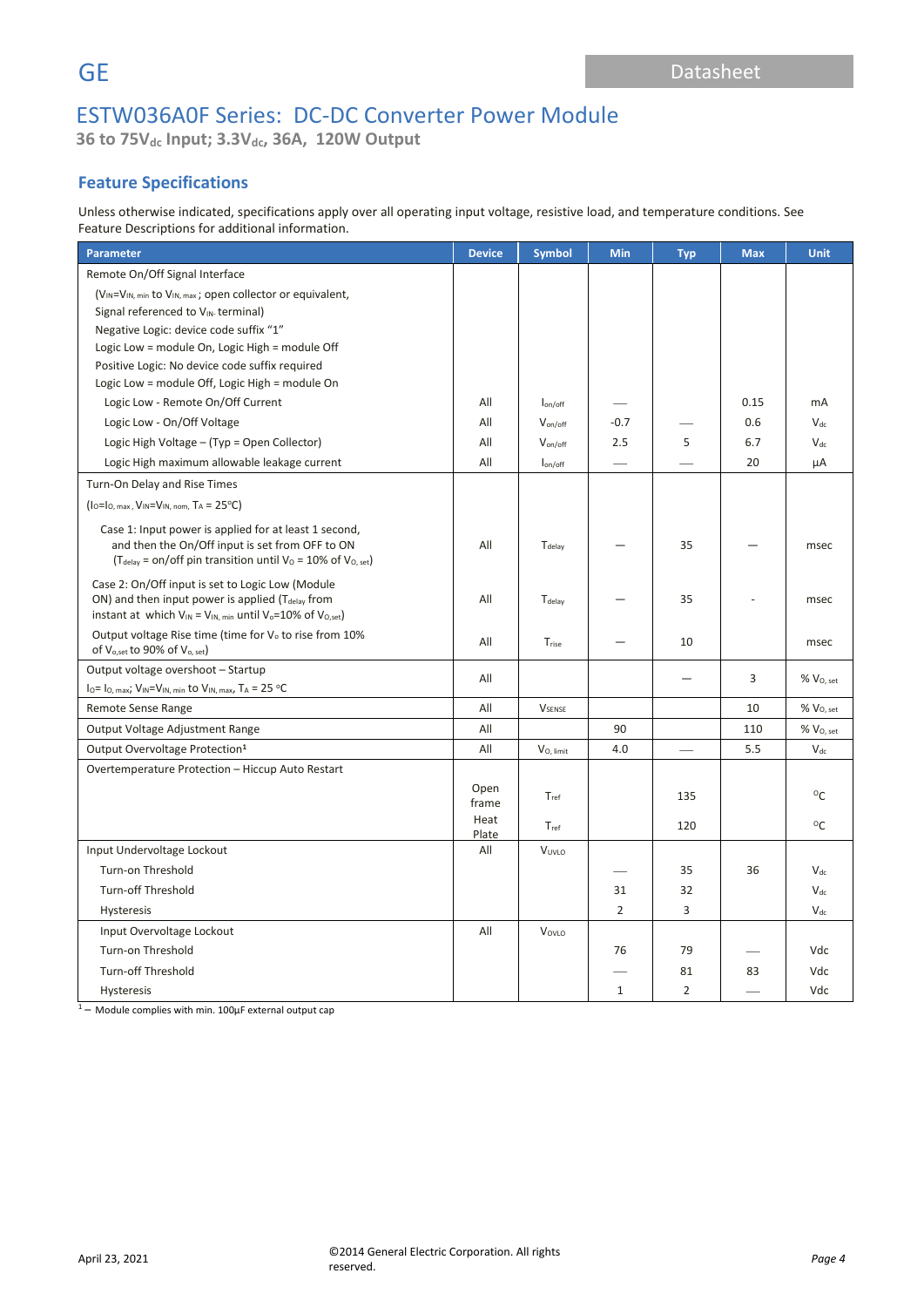# ESTW036A0F Series: DC-DC Converter Power Module

**36 to 75$V_{dc}$ Input; 3.3$V_{dc}$, 36A, 120W Output**

## Feature Specifications

Unless otherwise indicated, specifications apply over all operating input voltage, resistive load, and temperature conditions. See Feature Descriptions for additional information.

| Parameter | Device | Symbol | Min | Typ | Max | Unit |
|---|---|---|---|---|---|---|
| Remote On/Off Signal Interface | | | | | | |
| ($V_{IN}$=$V_{IN, min}$ to $V_{IN, max}$ ; open collector or equivalent, Signal referenced to $V_{IN-}$ terminal) | | | | | | |
| Negative Logic: device code suffix "1" | | | | | | |
| Logic Low = module On, Logic High = module Off | | | | | | |
| Positive Logic: No device code suffix required | | | | | | |
| Logic Low = module Off, Logic High = module On | | | | | | |
| Logic Low - Remote On/Off Current | All | $I_{on/off}$ | — | | 0.15 | mA |
| Logic Low - On/Off Voltage | All | $V_{on/off}$ | -0.7 | — | 0.6 | $V_{dc}$ |
| Logic High Voltage – (Typ = Open Collector) | All | $V_{on/off}$ | 2.5 | 5 | 6.7 | $V_{dc}$ |
| Logic High maximum allowable leakage current | All | $I_{on/off}$ | — | — | 20 | μA |
| Turn-On Delay and Rise Times | | | | | | |
| ($I_O$=$I_{O, max}$ , $V_{IN}$=$V_{IN, nom}$, $T_A$ = 25°C) | | | | | | |
| Case 1: Input power is applied for at least 1 second, and then the On/Off input is set from OFF to ON ($T_{delay}$ = on/off pin transition until $V_O$ = 10% of $V_{O, set}$) | All | $T_{delay}$ | — | 35 | — | msec |
| Case 2: On/Off input is set to Logic Low (Module ON) and then input power is applied ($T_{delay}$ from instant at which $V_{IN}$ = $V_{IN, min}$ until $V_o$=10% of $V_{O,set}$) | All | $T_{delay}$ | — | 35 | - | msec |
| Output voltage Rise time (time for $V_o$ to rise from 10% of $V_{o,set}$ to 90% of $V_{o, set}$) | All | $T_{rise}$ | — | 10 | | msec |
| Output voltage overshoot – Startup $I_O$= $I_{O, max}$; $V_{IN}$=$V_{IN, min}$ to $V_{IN, max}$, $T_A$ = 25 °C | All | | | — | 3 | % $V_{O, set}$ |
| Remote Sense Range | All | $V_{SENSE}$ | | | 10 | % $V_{O, set}$ |
| Output Voltage Adjustment Range | All | | 90 | | 110 | % $V_{O, set}$ |
| Output Overvoltage Protection[1] | All | $V_{O, limit}$ | 4.0 | — | 5.5 | $V_{dc}$ |
| Overtemperature Protection – Hiccup Auto Restart | Open frame | $T_{ref}$ | | 135 | | °C |
| | Heat Plate | $T_{ref}$ | | 120 | | °C |
| Input Undervoltage Lockout | All | $V_{UVLO}$ | | | | |
| Turn-on Threshold | | | — | 35 | 36 | $V_{dc}$ |
| Turn-off Threshold | | | 31 | 32 | | $V_{dc}$ |
| Hysteresis | | | 2 | 3 | | $V_{dc}$ |
| Input Overvoltage Lockout | All | $V_{OVLO}$ | | | | |
| Turn-on Threshold | | | 76 | 79 | — | Vdc |
| Turn-off Threshold | | | — | 81 | 83 | Vdc |
| Hysteresis | | | 1 | 2 | — | Vdc |

[1] – Module complies with min. 100μF external output cap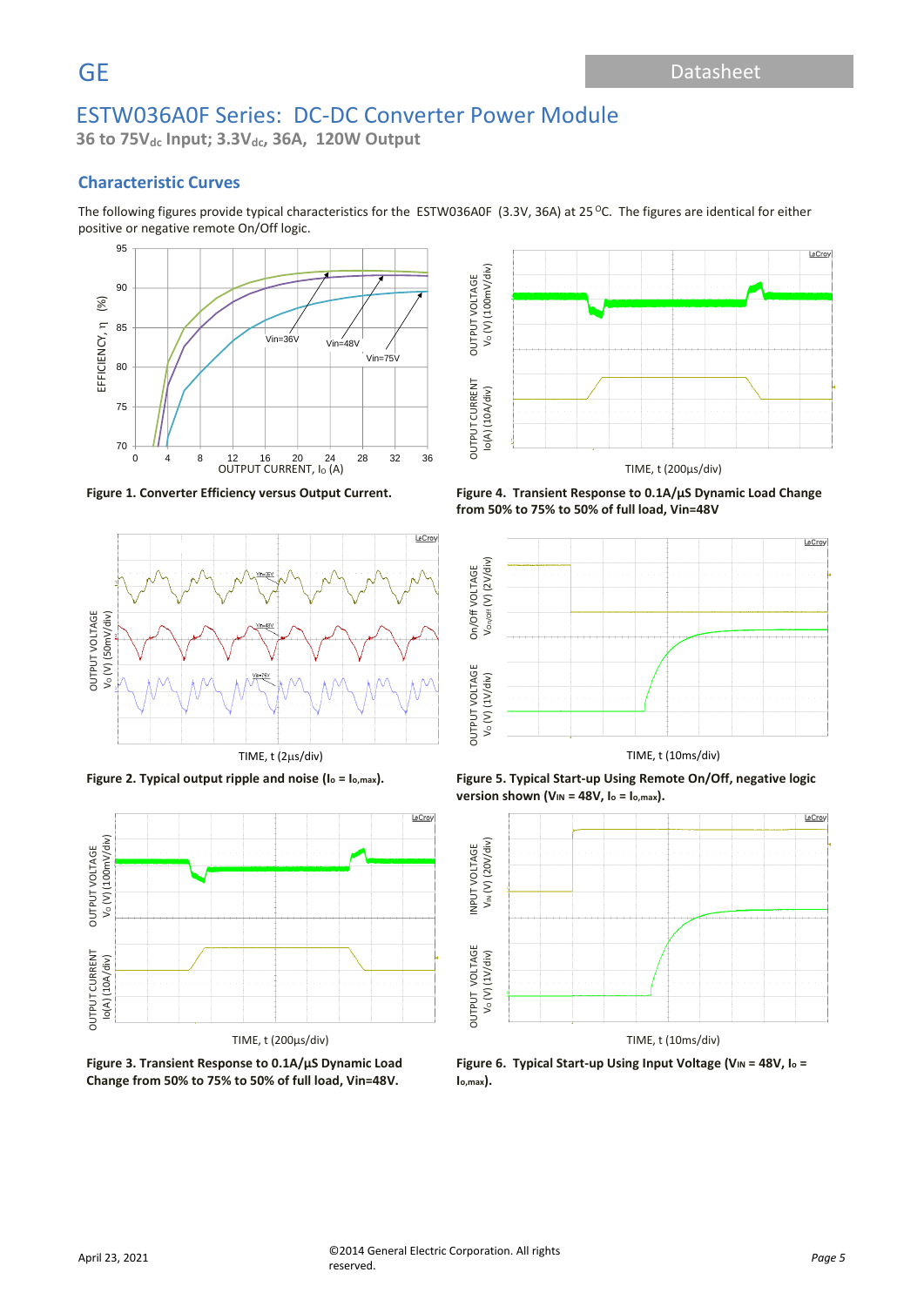# ESTW036A0F Series: DC-DC Converter Power Module

**36 to 75V$_{dc}$ Input; 3.3V$_{dc}$, 36A, 120W Output**

## Characteristic Curves

The following figures provide typical characteristics for the ESTW036A0F (3.3V, 36A) at 25 $^{O}$C. The figures are identical for either positive or negative remote On/Off logic.

**Figure 1. Converter Efficiency versus Output Current.**

**Figure 2. Typical output ripple and noise ($I_o = I_{o,max}$).**

**Figure 3. Transient Response to 0.1A/µS Dynamic Load Change from 50% to 75% to 50% of full load, Vin=48V.**

**Figure 4. Transient Response to 0.1A/µS Dynamic Load Change from 50% to 75% to 50% of full load, Vin=48V**

**Figure 5. Typical Start-up Using Remote On/Off, negative logic version shown ($V_{IN}$ = 48V, $I_o = I_{o,max}$).**

**Figure 6. Typical Start-up Using Input Voltage ($V_{IN}$ = 48V, $I_o = I_{o,max}$).**

April 23, 2021 ©2014 General Electric Corporation. All rights reserved.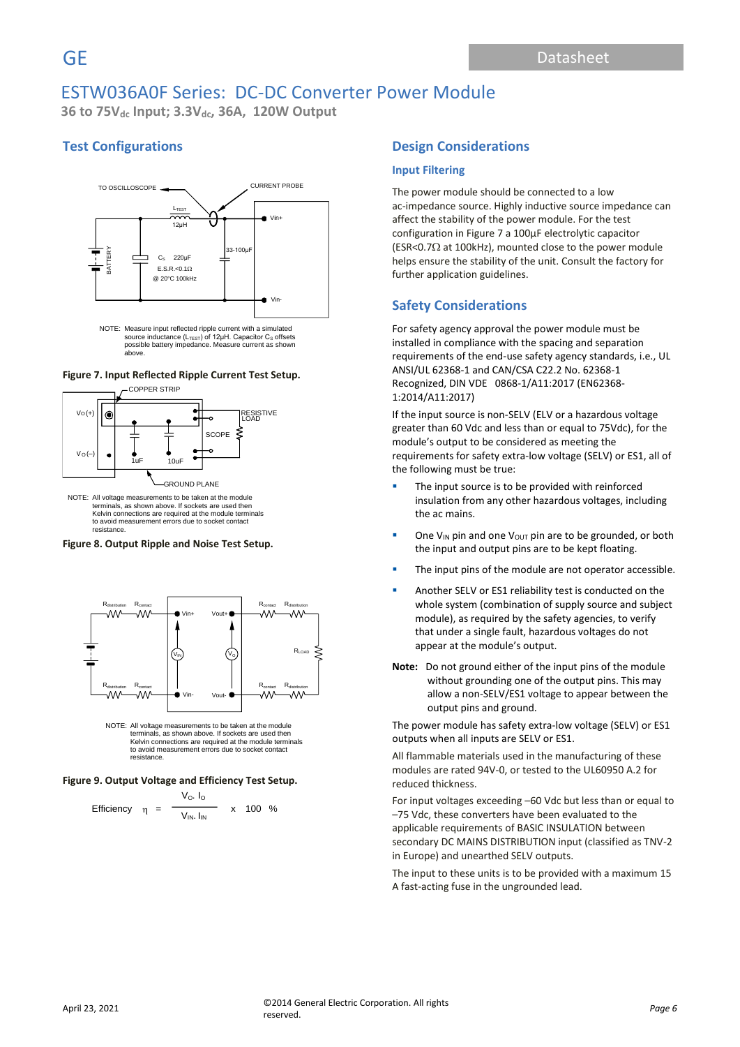# ESTW036A0F Series: DC-DC Converter Power Module

**36 to 75$V_{dc}$ Input; 3.3$V_{dc}$, 36A, 120W Output**

## Test Configurations

NOTE: Measure input reflected ripple current with a simulated source inductance ($L_{TEST}$) of 12µH. Capacitor $C_S$ offsets possible battery impedance. Measure current as shown above.

**Figure 7. Input Reflected Ripple Current Test Setup.**

NOTE: All voltage measurements to be taken at the module terminals, as shown above. If sockets are used then Kelvin connections are required at the module terminals to avoid measurement errors due to socket contact resistance.

**Figure 8. Output Ripple and Noise Test Setup.**

NOTE: All voltage measurements to be taken at the module terminals, as shown above. If sockets are used then Kelvin connections are required at the module terminals to avoid measurement errors due to socket contact resistance.

**Figure 9. Output Voltage and Efficiency Test Setup.**

$$\text{Efficiency} \quad \eta = \frac{V_O \cdot I_O}{V_{IN} \cdot I_{IN}} \times 100 \ \%$$

## Design Considerations

### Input Filtering

The power module should be connected to a low ac-impedance source. Highly inductive source impedance can affect the stability of the power module. For the test configuration in Figure 7 a 100µF electrolytic capacitor (ESR<0.7Ω at 100kHz), mounted close to the power module helps ensure the stability of the unit. Consult the factory for further application guidelines.

## Safety Considerations

For safety agency approval the power module must be installed in compliance with the spacing and separation requirements of the end-use safety agency standards, i.e., UL ANSI/UL 62368-1 and CAN/CSA C22.2 No. 62368-1 Recognized, DIN VDE 0868-1/A11:2017 (EN62368-1:2014/A11:2017)

If the input source is non-SELV (ELV or a hazardous voltage greater than 60 Vdc and less than or equal to 75Vdc), for the module's output to be considered as meeting the requirements for safety extra-low voltage (SELV) or ES1, all of the following must be true:

- The input source is to be provided with reinforced insulation from any other hazardous voltages, including the ac mains.
- One $V_{IN}$ pin and one $V_{OUT}$ pin are to be grounded, or both the input and output pins are to be kept floating.
- The input pins of the module are not operator accessible.
- Another SELV or ES1 reliability test is conducted on the whole system (combination of supply source and subject module), as required by the safety agencies, to verify that under a single fault, hazardous voltages do not appear at the module's output.

**Note:** Do not ground either of the input pins of the module without grounding one of the output pins. This may allow a non-SELV/ES1 voltage to appear between the output pins and ground.

The power module has safety extra-low voltage (SELV) or ES1 outputs when all inputs are SELV or ES1.

All flammable materials used in the manufacturing of these modules are rated 94V-0, or tested to the UL60950 A.2 for reduced thickness.

For input voltages exceeding –60 Vdc but less than or equal to –75 Vdc, these converters have been evaluated to the applicable requirements of BASIC INSULATION between secondary DC MAINS DISTRIBUTION input (classified as TNV-2 in Europe) and unearthed SELV outputs.

The input to these units is to be provided with a maximum 15 A fast-acting fuse in the ungrounded lead.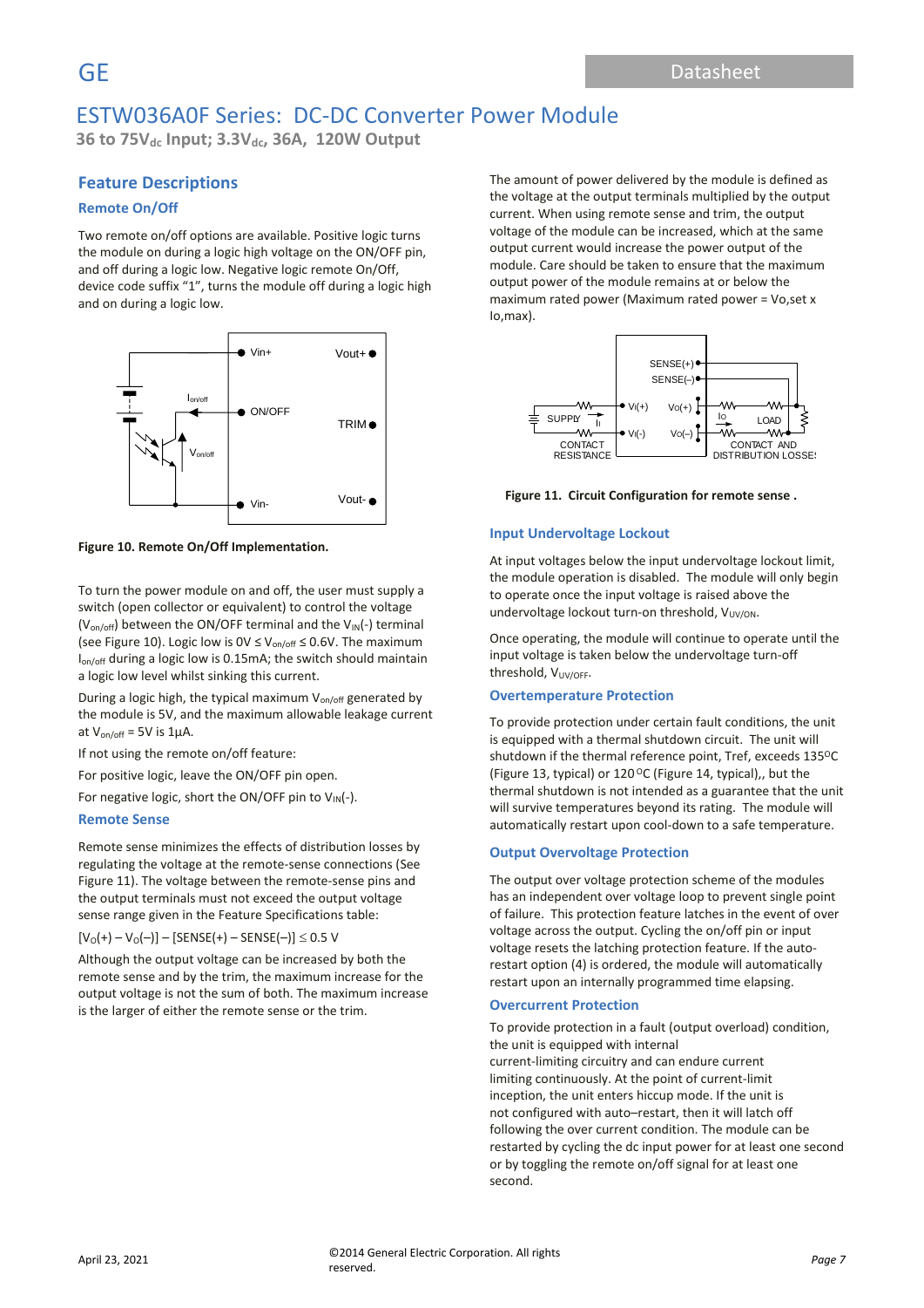# ESTW036A0F Series: DC-DC Converter Power Module

**36 to 75V$_{dc}$ Input; 3.3V$_{dc}$, 36A, 120W Output**

## Feature Descriptions

### Remote On/Off

Two remote on/off options are available. Positive logic turns the module on during a logic high voltage on the ON/OFF pin, and off during a logic low. Negative logic remote On/Off, device code suffix "1", turns the module off during a logic high and on during a logic low.

**Figure 10. Remote On/Off Implementation.**

To turn the power module on and off, the user must supply a switch (open collector or equivalent) to control the voltage ($V_{on/off}$) between the ON/OFF terminal and the $V_{IN}$(-) terminal (see Figure 10). Logic low is 0V ≤ $V_{on/off}$ ≤ 0.6V. The maximum $I_{on/off}$ during a logic low is 0.15mA; the switch should maintain a logic low level whilst sinking this current.

During a logic high, the typical maximum $V_{on/off}$ generated by the module is 5V, and the maximum allowable leakage current at $V_{on/off}$ = 5V is 1μA.

If not using the remote on/off feature:

For positive logic, leave the ON/OFF pin open.

For negative logic, short the ON/OFF pin to $V_{IN}$(-).

### Remote Sense

Remote sense minimizes the effects of distribution losses by regulating the voltage at the remote-sense connections (See Figure 11). The voltage between the remote-sense pins and the output terminals must not exceed the output voltage sense range given in the Feature Specifications table:

$[V_O(+) – V_O(–)] – [SENSE(+) – SENSE(–)] \le 0.5$ V

Although the output voltage can be increased by both the remote sense and by the trim, the maximum increase for the output voltage is not the sum of both. The maximum increase is the larger of either the remote sense or the trim.

The amount of power delivered by the module is defined as the voltage at the output terminals multiplied by the output current. When using remote sense and trim, the output voltage of the module can be increased, which at the same output current would increase the power output of the module. Care should be taken to ensure that the maximum output power of the module remains at or below the maximum rated power (Maximum rated power = Vo,set x Io,max).

**Figure 11. Circuit Configuration for remote sense .**

### Input Undervoltage Lockout

At input voltages below the input undervoltage lockout limit, the module operation is disabled. The module will only begin to operate once the input voltage is raised above the undervoltage lockout turn-on threshold, $V_{UV/ON}$.

Once operating, the module will continue to operate until the input voltage is taken below the undervoltage turn-off threshold, $V_{UV/OFF}$.

### Overtemperature Protection

To provide protection under certain fault conditions, the unit is equipped with a thermal shutdown circuit. The unit will shutdown if the thermal reference point, Tref, exceeds 135°C (Figure 13, typical) or 120°C (Figure 14, typical),, but the thermal shutdown is not intended as a guarantee that the unit will survive temperatures beyond its rating. The module will automatically restart upon cool-down to a safe temperature.

### Output Overvoltage Protection

The output over voltage protection scheme of the modules has an independent over voltage loop to prevent single point of failure. This protection feature latches in the event of over voltage across the output. Cycling the on/off pin or input voltage resets the latching protection feature. If the auto-restart option (4) is ordered, the module will automatically restart upon an internally programmed time elapsing.

### Overcurrent Protection

To provide protection in a fault (output overload) condition, the unit is equipped with internal current-limiting circuitry and can endure current limiting continuously. At the point of current-limit inception, the unit enters hiccup mode. If the unit is not configured with auto–restart, then it will latch off following the over current condition. The module can be restarted by cycling the dc input power for at least one second or by toggling the remote on/off signal for at least one second.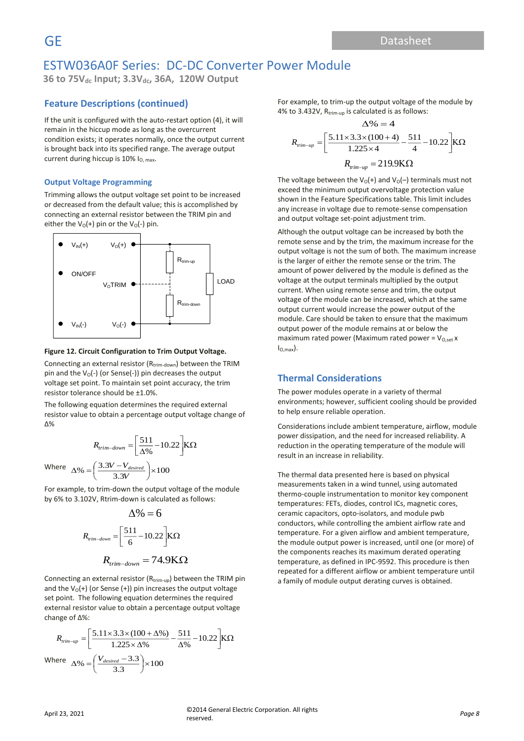## Feature Descriptions (continued)

If the unit is configured with the auto-restart option (4), it will remain in the hiccup mode as long as the overcurrent condition exists; it operates normally, once the output current is brought back into its specified range. The average output current during hiccup is 10% $I_{O,\ max}$.

### Output Voltage Programming

Trimming allows the output voltage set point to be increased or decreased from the default value; this is accomplished by connecting an external resistor between the TRIM pin and either the $V_O(+)$ pin or the $V_O(-)$ pin.

**Figure 12. Circuit Configuration to Trim Output Voltage.**

Connecting an external resistor ($R_{trim-down}$) between the TRIM pin and the $V_O(-)$ (or Sense(-)) pin decreases the output voltage set point. To maintain set point accuracy, the trim resistor tolerance should be ±1.0%.

The following equation determines the required external resistor value to obtain a percentage output voltage change of Δ%

$$R_{trim-down} = \left[\frac{511}{\Delta\%} - 10.22\right] K\Omega$$

Where $\Delta\% = \left(\frac{3.3V - V_{desired}}{3.3V}\right) \times 100$

For example, to trim-down the output voltage of the module by 6% to 3.102V, Rtrim-down is calculated as follows:

$$\Delta\% = 6$$

$$R_{trim-down} = \left[\frac{511}{6} - 10.22\right] K\Omega$$

$$R_{trim-down} = 74.9 K\Omega$$

Connecting an external resistor ($R_{trim-up}$) between the TRIM pin and the $V_O(+)$ (or Sense (+)) pin increases the output voltage set point. The following equation determines the required external resistor value to obtain a percentage output voltage change of Δ%:

$$R_{trim-up} = \left[\frac{5.11 \times 3.3 \times (100 + \Delta\%)}{1.225 \times \Delta\%} - \frac{511}{\Delta\%} - 10.22\right] K\Omega$$

Where $\Delta\% = \left(\frac{V_{desired} - 3.3}{3.3}\right) \times 100$

For example, to trim-up the output voltage of the module by 4% to 3.432V, $R_{trim-up}$ is calculated is as follows:

$$\Delta\% = 4$$

$$R_{trim-up} = \left[\frac{5.11 \times 3.3 \times (100 + 4)}{1.225 \times 4} - \frac{511}{4} - 10.22\right] K\Omega$$

$$R_{trim-up} = 219.9 K\Omega$$

The voltage between the $V_O(+)$ and $V_O(–)$ terminals must not exceed the minimum output overvoltage protection value shown in the Feature Specifications table. This limit includes any increase in voltage due to remote-sense compensation and output voltage set-point adjustment trim.

Although the output voltage can be increased by both the remote sense and by the trim, the maximum increase for the output voltage is not the sum of both. The maximum increase is the larger of either the remote sense or the trim. The amount of power delivered by the module is defined as the voltage at the output terminals multiplied by the output current. When using remote sense and trim, the output voltage of the module can be increased, which at the same output current would increase the power output of the module. Care should be taken to ensure that the maximum output power of the module remains at or below the maximum rated power (Maximum rated power = $V_{O,set}$ x $I_{O,max}$).

## Thermal Considerations

The power modules operate in a variety of thermal environments; however, sufficient cooling should be provided to help ensure reliable operation.

Considerations include ambient temperature, airflow, module power dissipation, and the need for increased reliability. A reduction in the operating temperature of the module will result in an increase in reliability.

The thermal data presented here is based on physical measurements taken in a wind tunnel, using automated thermo-couple instrumentation to monitor key component temperatures: FETs, diodes, control ICs, magnetic cores, ceramic capacitors, opto-isolators, and module pwb conductors, while controlling the ambient airflow rate and temperature. For a given airflow and ambient temperature, the module output power is increased, until one (or more) of the components reaches its maximum derated operating temperature, as defined in IPC-9592. This procedure is then repeated for a different airflow or ambient temperature until a family of module output derating curves is obtained.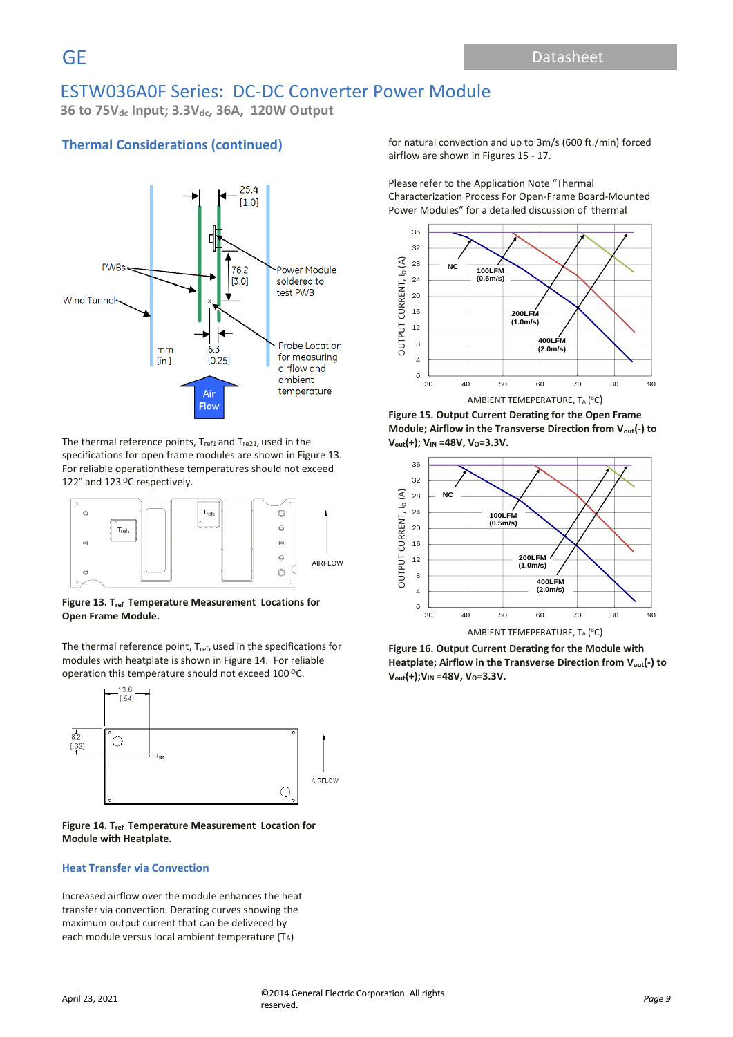## Thermal Considerations (continued)

The thermal reference points, $T_{ref1}$ and $T_{re21}$, used in the specifications for open frame modules are shown in Figure 13. For reliable operationthese temperatures should not exceed 122° and 123 °C respectively.

**Figure 13. $T_{ref}$ Temperature Measurement Locations for Open Frame Module.**

The thermal reference point, $T_{ref}$, used in the specifications for modules with heatplate is shown in Figure 14. For reliable operation this temperature should not exceed 100 °C.

**Figure 14. $T_{ref}$ Temperature Measurement Location for Module with Heatplate.**

### Heat Transfer via Convection

Increased airflow over the module enhances the heat transfer via convection. Derating curves showing the maximum output current that can be delivered by each module versus local ambient temperature ($T_A$) for natural convection and up to 3m/s (600 ft./min) forced airflow are shown in Figures 15 - 17.

Please refer to the Application Note "Thermal Characterization Process For Open-Frame Board-Mounted Power Modules" for a detailed discussion of thermal

**Figure 15. Output Current Derating for the Open Frame Module; Airflow in the Transverse Direction from $V_{out}$(-) to $V_{out}$(+); $V_{IN}$ =48V, $V_O$=3.3V.**

**Figure 16. Output Current Derating for the Module with Heatplate; Airflow in the Transverse Direction from $V_{out}$(-) to $V_{out}$(+);$V_{IN}$ =48V, $V_O$=3.3V.**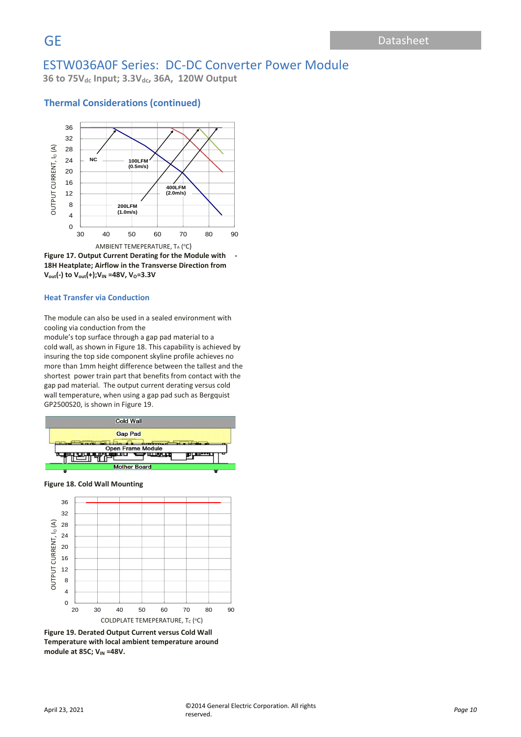## Thermal Considerations (continued)

**Figure 17. Output Current Derating for the Module with 18H Heatplate; Airflow in the Transverse Direction from $V_{out}(-)$ to $V_{out}(+)$; $V_{IN}$ =48V, $V_O$=3.3V**

### Heat Transfer via Conduction

The module can also be used in a sealed environment with cooling via conduction from the module's top surface through a gap pad material to a cold wall, as shown in Figure 18. This capability is achieved by insuring the top side component skyline profile achieves no more than 1mm height difference between the tallest and the shortest power train part that benefits from contact with the gap pad material. The output current derating versus cold wall temperature, when using a gap pad such as Bergquist GP2500S20, is shown in Figure 19.

**Figure 18. Cold Wall Mounting**

**Figure 19. Derated Output Current versus Cold Wall Temperature with local ambient temperature around module at 85C; $V_{IN}$ =48V.**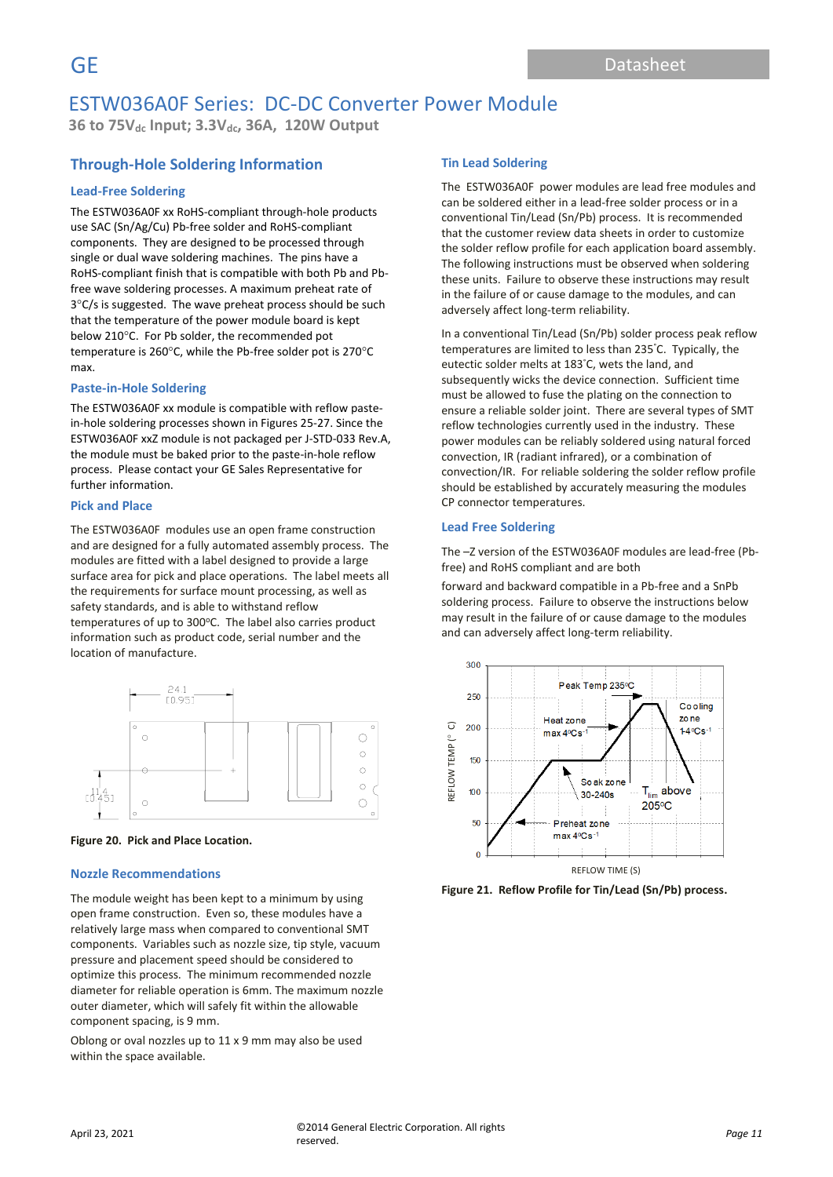# ESTW036A0F Series: DC-DC Converter Power Module

**36 to 75$V_{dc}$ Input; 3.3$V_{dc}$, 36A, 120W Output**

## Through-Hole Soldering Information

### Lead-Free Soldering

The ESTW036A0F xx RoHS-compliant through-hole products use SAC (Sn/Ag/Cu) Pb-free solder and RoHS-compliant components. They are designed to be processed through single or dual wave soldering machines. The pins have a RoHS-compliant finish that is compatible with both Pb and Pb-free wave soldering processes. A maximum preheat rate of 3°C/s is suggested. The wave preheat process should be such that the temperature of the power module board is kept below 210°C. For Pb solder, the recommended pot temperature is 260°C, while the Pb-free solder pot is 270°C max.

### Paste-in-Hole Soldering

The ESTW036A0F xx module is compatible with reflow paste-in-hole soldering processes shown in Figures 25-27. Since the ESTW036A0F xxZ module is not packaged per J-STD-033 Rev.A, the module must be baked prior to the paste-in-hole reflow process. Please contact your GE Sales Representative for further information.

### Pick and Place

The ESTW036A0F modules use an open frame construction and are designed for a fully automated assembly process. The modules are fitted with a label designed to provide a large surface area for pick and place operations. The label meets all the requirements for surface mount processing, as well as safety standards, and is able to withstand reflow temperatures of up to 300°C. The label also carries product information such as product code, serial number and the location of manufacture.

**Figure 20. Pick and Place Location.**

### Nozzle Recommendations

The module weight has been kept to a minimum by using open frame construction. Even so, these modules have a relatively large mass when compared to conventional SMT components. Variables such as nozzle size, tip style, vacuum pressure and placement speed should be considered to optimize this process. The minimum recommended nozzle diameter for reliable operation is 6mm. The maximum nozzle outer diameter, which will safely fit within the allowable component spacing, is 9 mm.

Oblong or oval nozzles up to 11 x 9 mm may also be used within the space available.

### Tin Lead Soldering

The ESTW036A0F power modules are lead free modules and can be soldered either in a lead-free solder process or in a conventional Tin/Lead (Sn/Pb) process. It is recommended that the customer review data sheets in order to customize the solder reflow profile for each application board assembly. The following instructions must be observed when soldering these units. Failure to observe these instructions may result in the failure of or cause damage to the modules, and can adversely affect long-term reliability.

In a conventional Tin/Lead (Sn/Pb) solder process peak reflow temperatures are limited to less than 235°C. Typically, the eutectic solder melts at 183°C, wets the land, and subsequently wicks the device connection. Sufficient time must be allowed to fuse the plating on the connection to ensure a reliable solder joint. There are several types of SMT reflow technologies currently used in the industry. These power modules can be reliably soldered using natural forced convection, IR (radiant infrared), or a combination of convection/IR. For reliable soldering the solder reflow profile should be established by accurately measuring the modules CP connector temperatures.

### Lead Free Soldering

The –Z version of the ESTW036A0F modules are lead-free (Pb-free) and RoHS compliant and are both forward and backward compatible in a Pb-free and a SnPb soldering process. Failure to observe the instructions below may result in the failure of or cause damage to the modules and can adversely affect long-term reliability.

**Figure 21. Reflow Profile for Tin/Lead (Sn/Pb) process.**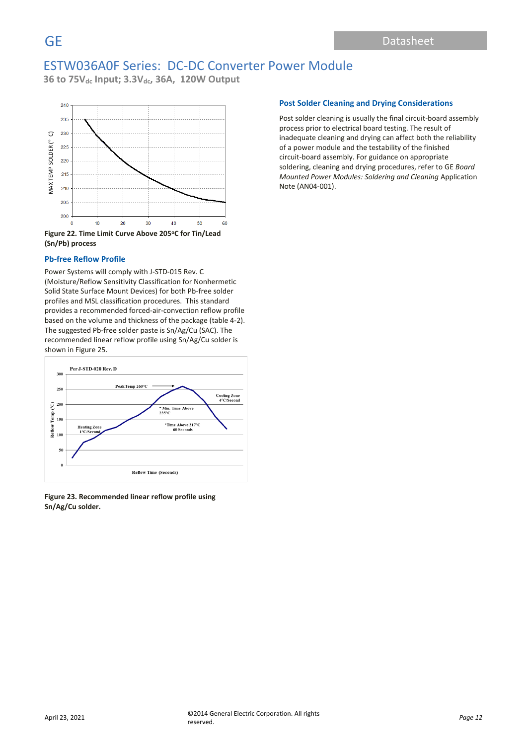# ESTW036A0F Series: DC-DC Converter Power Module

**36 to 75$V_{dc}$ Input; 3.3$V_{dc}$, 36A, 120W Output**

**Figure 22. Time Limit Curve Above 205°C for Tin/Lead (Sn/Pb) process**

### Pb-free Reflow Profile

Power Systems will comply with J-STD-015 Rev. C (Moisture/Reflow Sensitivity Classification for Nonhermetic Solid State Surface Mount Devices) for both Pb-free solder profiles and MSL classification procedures. This standard provides a recommended forced-air-convection reflow profile based on the volume and thickness of the package (table 4-2). The suggested Pb-free solder paste is Sn/Ag/Cu (SAC). The recommended linear reflow profile using Sn/Ag/Cu solder is shown in Figure 25.

**Figure 23. Recommended linear reflow profile using Sn/Ag/Cu solder.**

### Post Solder Cleaning and Drying Considerations

Post solder cleaning is usually the final circuit-board assembly process prior to electrical board testing. The result of inadequate cleaning and drying can affect both the reliability of a power module and the testability of the finished circuit-board assembly. For guidance on appropriate soldering, cleaning and drying procedures, refer to GE *Board Mounted Power Modules: Soldering and Cleaning* Application Note (AN04-001).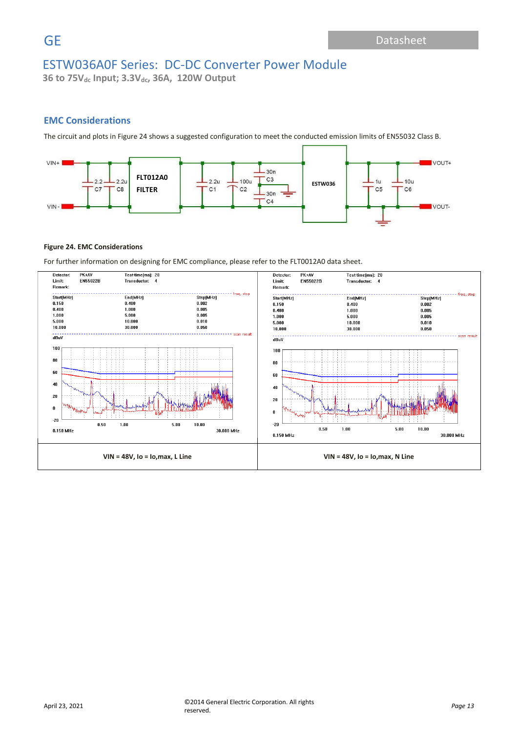## EMC Considerations

The circuit and plots in Figure 24 shows a suggested configuration to meet the conducted emission limits of EN55032 Class B.

**Figure 24. EMC Considerations**

For further information on designing for EMC compliance, please refer to the FLT0012A0 data sheet.

| VIN = 48V, Io = Io,max, L Line | VIN = 48V, Io = Io,max, N Line |
|---|---|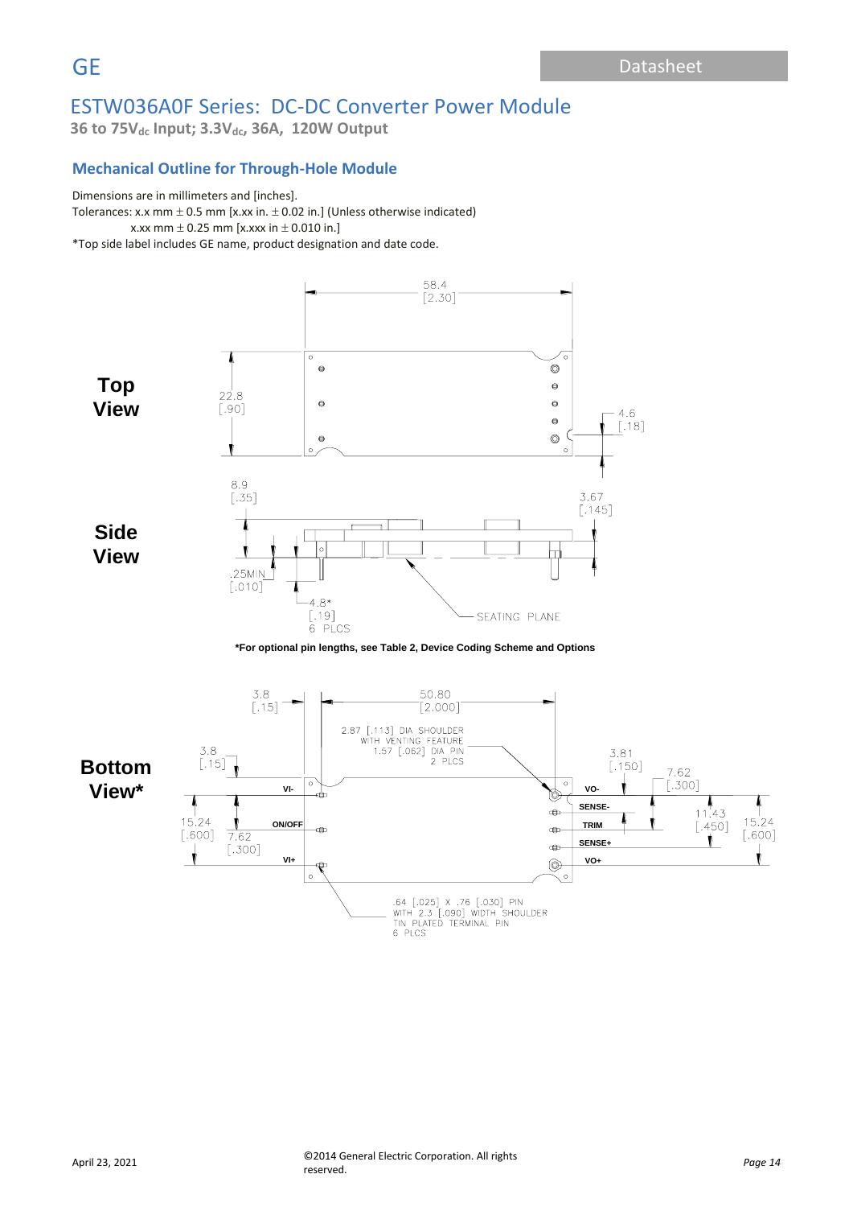# ESTW036A0F Series: DC-DC Converter Power Module

**36 to 75V$_{dc}$ Input; 3.3V$_{dc}$, 36A, 120W Output**

## Mechanical Outline for Through-Hole Module

Dimensions are in millimeters and [inches].

Tolerances: x.x mm ± 0.5 mm [x.xx in. ± 0.02 in.] (Unless otherwise indicated)

x.xx mm ± 0.25 mm [x.xxx in ± 0.010 in.]

*Top side label includes GE name, product designation and date code.

**Top View**

58.4 [2.30]

22.8 [.90]

4.6 [.18]

**Side View**

8.9 [.35]

3.67 [.145]

.25MIN [.010]

4.8* [.19] 6 PLCS

SEATING PLANE

**\*For optional pin lengths, see Table 2, Device Coding Scheme and Options**

**Bottom View***

3.8 [.15]

50.80 [2.000]

2.87 [.113] DIA SHOULDER WITH VENTING FEATURE 1.57 [.062] DIA PIN 2 PLCS

3.8 [.15]

3.81 [.150]

7.62 [.300]

15.24 [.600]

7.62 [.300]

11.43 [.450]

15.24 [.600]

VI-, ON/OFF, VI+, VO-, SENSE-, TRIM, SENSE+, VO+

.64 [.025] X .76 [.030] PIN WITH 2.3 [.090] WIDTH SHOULDER TIN PLATED TERMINAL PIN 6 PLCS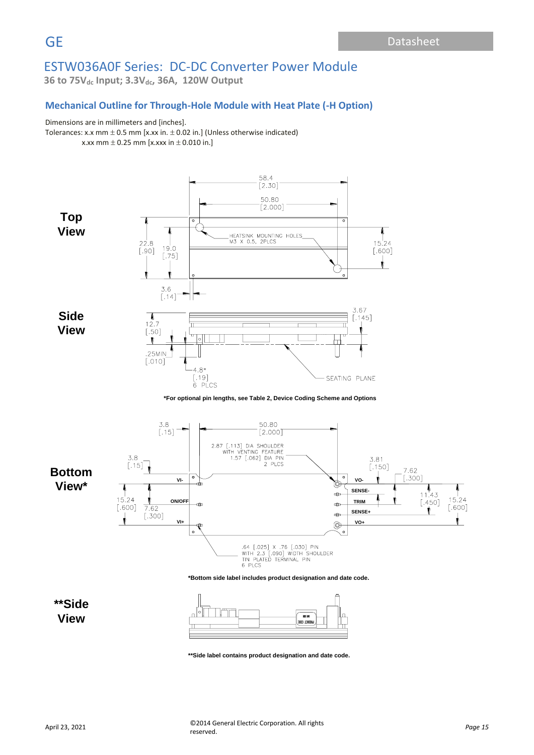# ESTW036A0F Series: DC-DC Converter Power Module

**36 to 75V$_{dc}$ Input; 3.3V$_{dc}$, 36A, 120W Output**

## Mechanical Outline for Through-Hole Module with Heat Plate (-H Option)

Dimensions are in millimeters and [inches].

Tolerances: x.x mm ± 0.5 mm [x.xx in. ± 0.02 in.] (Unless otherwise indicated)

x.xx mm ± 0.25 mm [x.xxx in ± 0.010 in.]

**Top View**

**Side View**

***For optional pin lengths, see Table 2, Device Coding Scheme and Options**

**Bottom View***

***Bottom side label includes product designation and date code.**

****Side View**

****Side label contains product designation and date code.**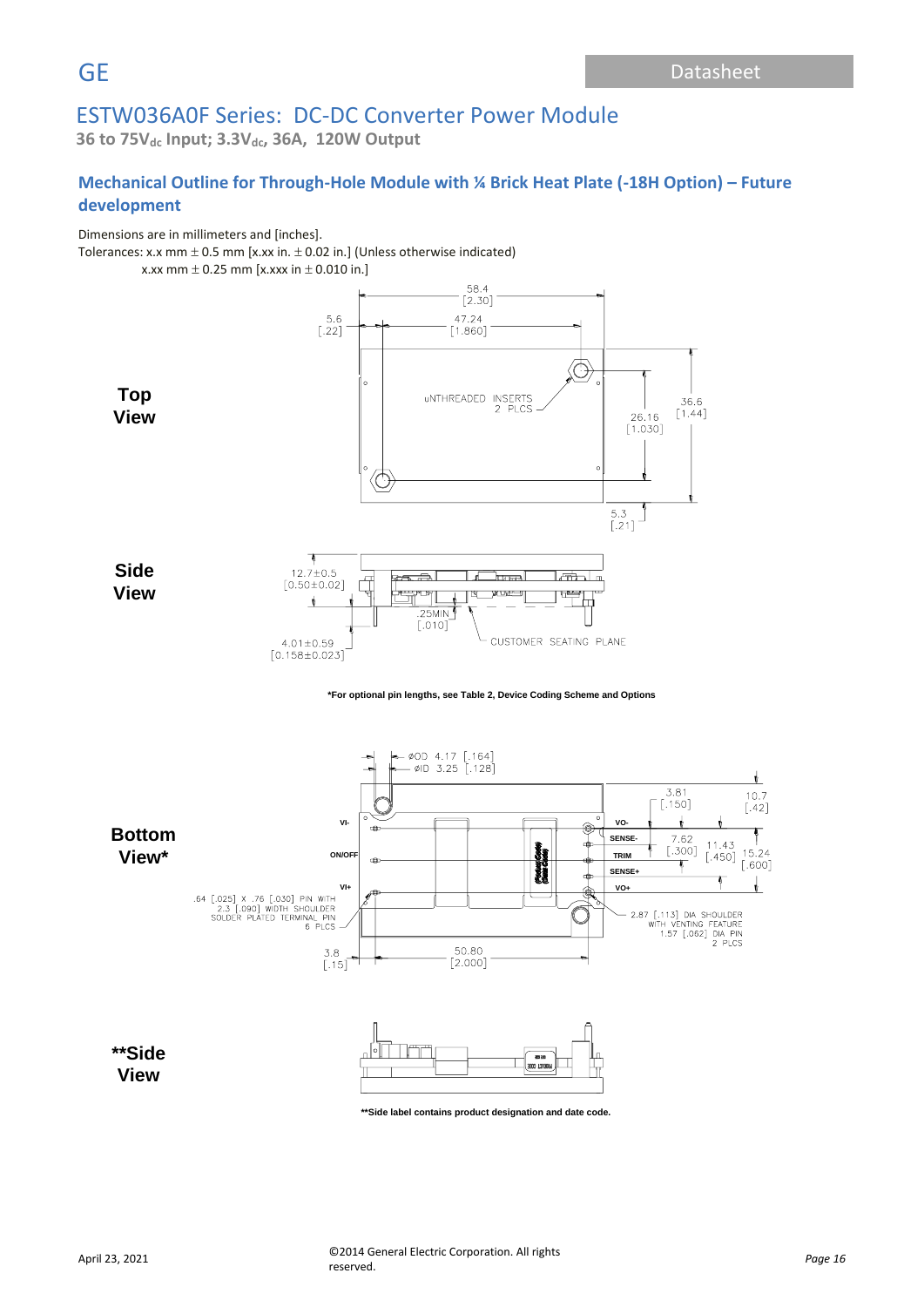# ESTW036A0F Series: DC-DC Converter Power Module

**36 to 75V$_{dc}$ Input; 3.3V$_{dc}$, 36A, 120W Output**

## Mechanical Outline for Through-Hole Module with ¼ Brick Heat Plate (-18H Option) – Future development

Dimensions are in millimeters and [inches].

Tolerances: x.x mm ± 0.5 mm [x.xx in. ± 0.02 in.] (Unless otherwise indicated)

x.xx mm ± 0.25 mm [x.xxx in ± 0.010 in.]

**Top View**

58.4 [2.30]
5.6 [.22]
47.24 [1.860]
UNTHREADED INSERTS 2 PLCS
26.16 [1.030]
36.6 [1.44]
5.3 [.21]

**Side View**

12.7±0.5 [0.50±0.02]
.25MIN [.010]
4.01±0.59 [0.158±0.023]
CUSTOMER SEATING PLANE

**\*For optional pin lengths, see Table 2, Device Coding Scheme and Options**

**Bottom View\***

ØOD 4.17 [.164]
ØID 3.25 [.128]
3.81 [.150]
10.7 [.42]
7.62 [.300]
11.43 [.450]
15.24 [.600]
VI-
ON/OFF
VI+
VO-
SENSE-
TRIM
SENSE+
VO+
.64 [.025] X .76 [.030] PIN WITH 2.3 [.090] WIDTH SHOULDER SOLDER PLATED TERMINAL PIN 6 PLCS
2.87 [.113] DIA SHOULDER WITH VENTING FEATURE 1.57 [.062] DIA PIN 2 PLCS
3.8 [.15]
50.80 [2.000]

**\*\*Side View**

**\*\*Side label contains product designation and date code.**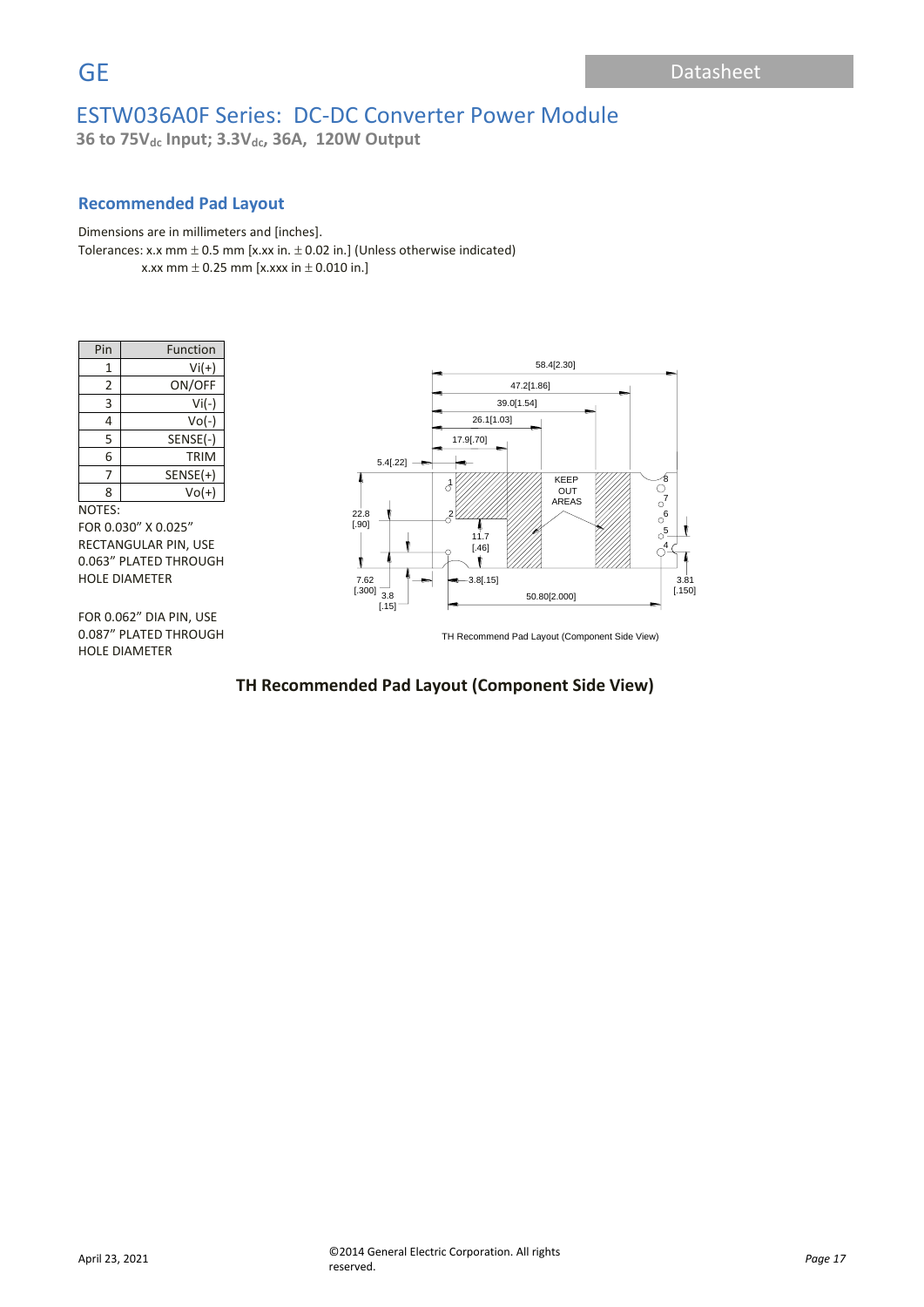# ESTW036A0F Series: DC-DC Converter Power Module

**36 to 75V$_{dc}$ Input; 3.3V$_{dc}$, 36A, 120W Output**

## Recommended Pad Layout

Dimensions are in millimeters and [inches].

Tolerances: x.x mm ± 0.5 mm [x.xx in. ± 0.02 in.] (Unless otherwise indicated)
x.xx mm ± 0.25 mm [x.xxx in ± 0.010 in.]

| Pin | Function |
| --- | --- |
| 1 | Vi(+) |
| 2 | ON/OFF |
| 3 | Vi(-) |
| 4 | Vo(-) |
| 5 | SENSE(-) |
| 6 | TRIM |
| 7 | SENSE(+) |
| 8 | Vo(+) |

NOTES:
FOR 0.030" X 0.025" RECTANGULAR PIN, USE 0.063" PLATED THROUGH HOLE DIAMETER

FOR 0.062" DIA PIN, USE 0.087" PLATED THROUGH HOLE DIAMETER

58.4[2.30]
47.2[1.86]
39.0[1.54]
26.1[1.03]
17.9[.70]
5.4[.22]
22.8 [.90]
11.7 [.46]
KEEP OUT AREAS
7.62 [.300]
3.8 [.15]
3.8[.15]
50.80[2.000]
3.81 [.150]

TH Recommend Pad Layout (Component Side View)

**TH Recommended Pad Layout (Component Side View)**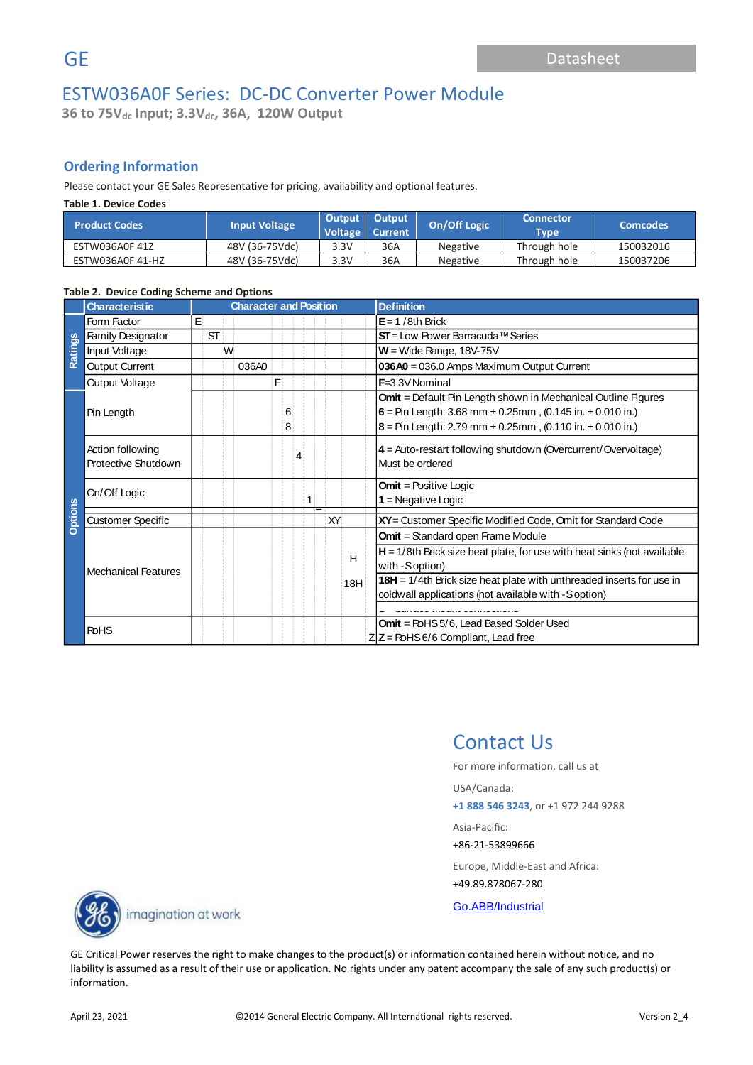# ESTW036A0F Series: DC-DC Converter Power Module

**36 to 75Vdc Input; 3.3Vdc, 36A, 120W Output**

## Ordering Information

Please contact your GE Sales Representative for pricing, availability and optional features.

**Table 1. Device Codes**

| Product Codes | Input Voltage | Output Voltage | Output Current | On/Off Logic | Connector Type | Comcodes |
|---|---|---|---|---|---|---|
| ESTW036A0F 41Z | 48V (36-75Vdc) | 3.3V | 36A | Negative | Through hole | 150032016 |
| ESTW036A0F 41-HZ | 48V (36-75Vdc) | 3.3V | 36A | Negative | Through hole | 150037206 |

**Table 2. Device Coding Scheme and Options**

| | Characteristic | Character and Position | Definition |
|---|---|---|---|
| Ratings | Form Factor | E | **E** = 1/8th Brick |
| | Family Designator | ST | **ST** = Low Power Barracuda™ Series |
| | Input Voltage | W | **W** = Wide Range, 18V-75V |
| | Output Current | 036A0 | **036A0** = 036.0 Amps Maximum Output Current |
| | Output Voltage | F | **F**=3.3V Nominal |
| Options | Pin Length | 6<br>8 | **Omit** = Default Pin Length shown in Mechanical Outline Figures<br>**6** = Pin Length: 3.68 mm ± 0.25mm , (0.145 in. ± 0.010 in.)<br>**8** = Pin Length: 2.79 mm ± 0.25mm , (0.110 in. ± 0.010 in.) |
| | Action following Protective Shutdown | 4 | **4** = Auto-restart following shutdown (Overcurrent/Overvoltage) Must be ordered |
| | On/Off Logic | 1 | **Omit** = Positive Logic<br>**1** = Negative Logic |
| | Customer Specific | XY | **XY**= Customer Specific Modified Code, Omit for Standard Code |
| | Mechanical Features | H<br>18H | **Omit** = Standard open Frame Module<br>**H** = 1/8th Brick size heat plate, for use with heat sinks (not available with -S option)<br>**18H** = 1/4th Brick size heat plate with unthreaded inserts for use in coldwall applications (not available with -S option) |
| | RoHS | Z | **Omit** = RoHS 5/6, Lead Based Solder Used<br>**Z** = RoHS 6/6 Compliant, Lead free |

## Contact Us

For more information, call us at

USA/Canada:

**+1 888 546 3243**, or +1 972 244 9288

Asia-Pacific:

+86-21-53899666

Europe, Middle-East and Africa:

+49.89.878067-280

Go.ABB/Industrial

imagination at work

GE Critical Power reserves the right to make changes to the product(s) or information contained herein without notice, and no liability is assumed as a result of their use or application. No rights under any patent accompany the sale of any such product(s) or information.

April 23, 2021 ©2014 General Electric Company. All International rights reserved. Version 2_4